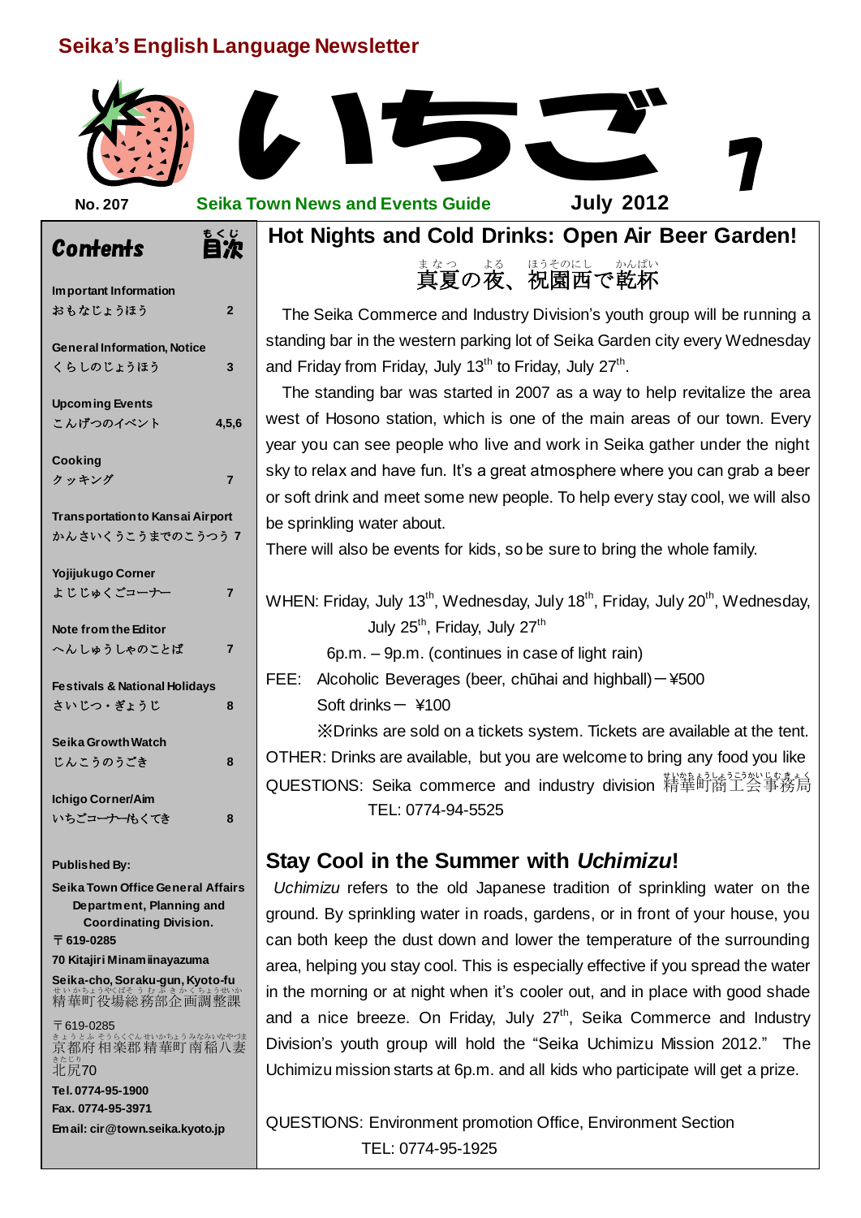Seika's English Language Newsletter

# いちご 7

No. 207 **Seika Town News and Events Guide** **July 2012**

## Contents 目次

| | |
|---|---|
| **Important Information** おもなじょうほう | 2 |
| **General Information, Notice** くらしのじょうほう | 3 |
| **Upcoming Events** こんげつのイベント | 4,5,6 |
| **Cooking** クッキング | 7 |
| **Transportation to Kansai Airport** かんさいくうこうまでのこうつう | 7 |
| **Yojijukugo Corner** よじじゅくごコーナー | 7 |
| **Note from the Editor** へんしゅうしゃのことば | 7 |
| **Festivals & National Holidays** さいじつ・ぎょうじ | 8 |
| **Seika Growth Watch** じんこうのうごき | 8 |
| **Ichigo Corner/Aim** いちごコーナー/もくてき | 8 |

**Published By:**

**Seika Town Office General Affairs Department, Planning and Coordinating Division.**

**〒619-0285**

**70 Kitajiri Minamiinayazuma**

**Seika-cho, Soraku-gun, Kyoto-fu**

精華町役場総務部企画調整課

〒619-0285

京都府相楽郡精華町南稲八妻北尻70

**Tel. 0774-95-1900**

**Fax. 0774-95-3971**

**Email: cir@town.seika.kyoto.jp**

## Hot Nights and Cold Drinks: Open Air Beer Garden!

### 真夏の夜、祝園西で乾杯

The Seika Commerce and Industry Division's youth group will be running a standing bar in the western parking lot of Seika Garden city every Wednesday and Friday from Friday, July 13th to Friday, July 27th.

The standing bar was started in 2007 as a way to help revitalize the area west of Hosono station, which is one of the main areas of our town. Every year you can see people who live and work in Seika gather under the night sky to relax and have fun. It's a great atmosphere where you can grab a beer or soft drink and meet some new people. To help every stay cool, we will also be sprinkling water about.

There will also be events for kids, so be sure to bring the whole family.

WHEN: Friday, July 13th, Wednesday, July 18th, Friday, July 20th, Wednesday, July 25th, Friday, July 27th

6p.m. – 9p.m. (continues in case of light rain)

FEE: Alcoholic Beverages (beer, chūhai and highball)－¥500

Soft drinks－ ¥100

※Drinks are sold on a tickets system. Tickets are available at the tent.

OTHER: Drinks are available, but you are welcome to bring any food you like

QUESTIONS: Seika commerce and industry division 精華町商工会事務局

TEL: 0774-94-5525

## Stay Cool in the Summer with *Uchimizu*!

*Uchimizu* refers to the old Japanese tradition of sprinkling water on the ground. By sprinkling water in roads, gardens, or in front of your house, you can both keep the dust down and lower the temperature of the surrounding area, helping you stay cool. This is especially effective if you spread the water in the morning or at night when it's cooler out, and in place with good shade and a nice breeze. On Friday, July 27th, Seika Commerce and Industry Division's youth group will hold the "Seika Uchimizu Mission 2012." The Uchimizu mission starts at 6p.m. and all kids who participate will get a prize.

QUESTIONS: Environment promotion Office, Environment Section

TEL: 0774-95-1925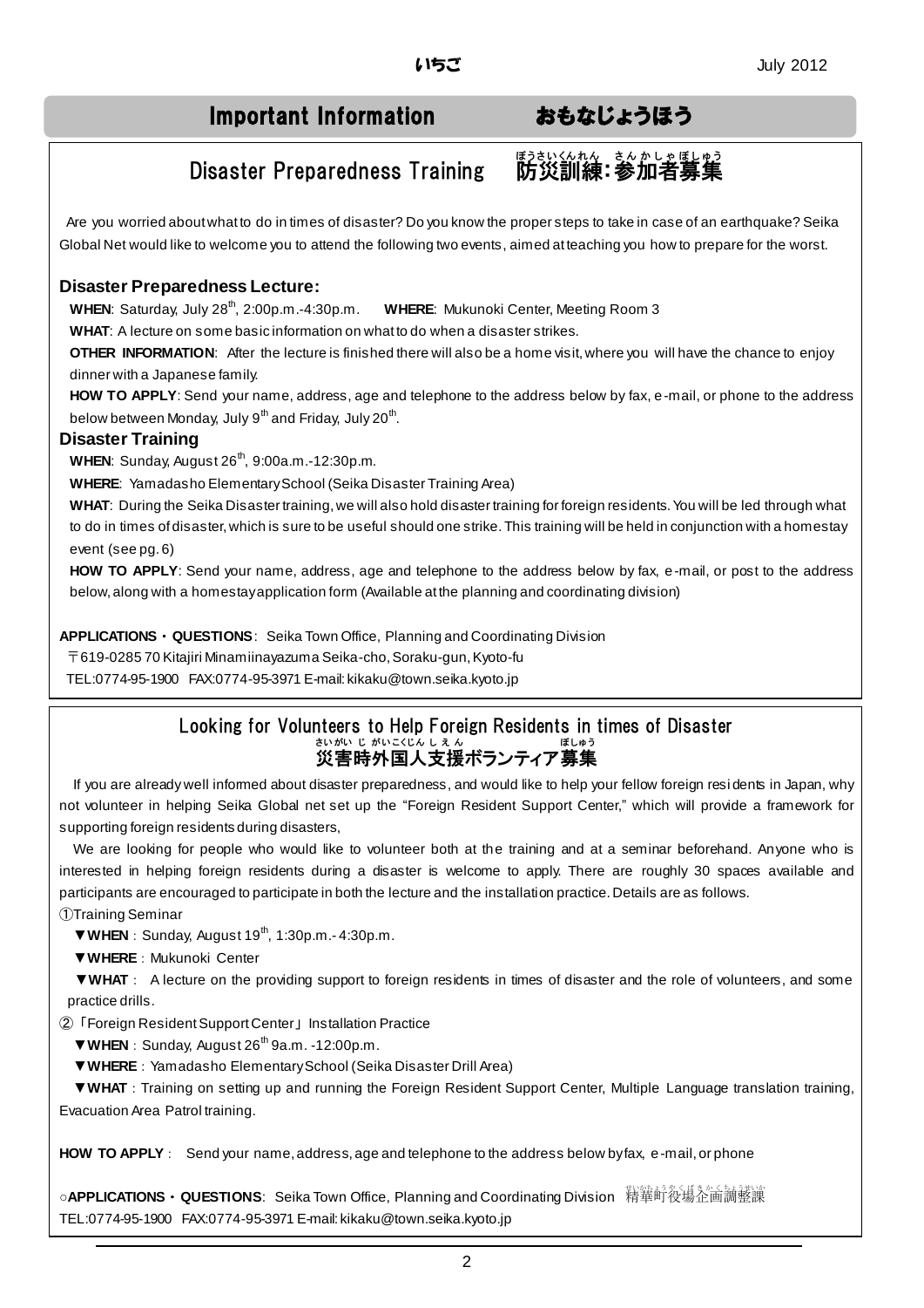# Important Information　おもなじょうほう

## Disaster Preparedness Training　防災訓練：参加者募集

Are you worried about what to do in times of disaster? Do you know the proper steps to take in case of an earthquake? Seika Global Net would like to welcome you to attend the following two events, aimed at teaching you how to prepare for the worst.

### Disaster Preparedness Lecture:

**WHEN**: Saturday, July 28th, 2:00p.m.-4:30p.m.　**WHERE**: Mukunoki Center, Meeting Room 3

**WHAT**: A lecture on some basic information on what to do when a disaster strikes.

**OTHER INFORMATION**: After the lecture is finished there will also be a home visit, where you will have the chance to enjoy dinner with a Japanese family.

**HOW TO APPLY**: Send your name, address, age and telephone to the address below by fax, e-mail, or phone to the address below between Monday, July 9th and Friday, July 20th.

### Disaster Training

**WHEN**: Sunday, August 26th, 9:00a.m.-12:30p.m.

**WHERE**: Yamadasho Elementary School (Seika Disaster Training Area)

**WHAT**: During the Seika Disaster training, we will also hold disaster training for foreign residents. You will be led through what to do in times of disaster, which is sure to be useful should one strike. This training will be held in conjunction with a homestay event (see pg. 6)

**HOW TO APPLY**: Send your name, address, age and telephone to the address below by fax, e-mail, or post to the address below, along with a homestay application form (Available at the planning and coordinating division)

**APPLICATIONS・QUESTIONS**: Seika Town Office, Planning and Coordinating Division

〒619-0285 70 Kitajiri Minamiinayazuma Seika-cho, Soraku-gun, Kyoto-fu

TEL:0774-95-1900　FAX:0774-95-3971 E-mail: kikaku@town.seika.kyoto.jp

## Looking for Volunteers to Help Foreign Residents in times of Disaster　災害時外国人支援ボランティア募集

If you are already well informed about disaster preparedness, and would like to help your fellow foreign residents in Japan, why not volunteer in helping Seika Global net set up the "Foreign Resident Support Center," which will provide a framework for supporting foreign residents during disasters,

We are looking for people who would like to volunteer both at the training and at a seminar beforehand. Anyone who is interested in helping foreign residents during a disaster is welcome to apply. There are roughly 30 spaces available and participants are encouraged to participate in both the lecture and the installation practice. Details are as follows.

①Training Seminar

▼**WHEN**：Sunday, August 19th, 1:30p.m.- 4:30p.m.

▼**WHERE**：Mukunoki Center

▼**WHAT**： A lecture on the providing support to foreign residents in times of disaster and the role of volunteers, and some practice drills.

②「Foreign Resident Support Center」Installation Practice

▼**WHEN**：Sunday, August 26th 9a.m. -12:00p.m.

▼**WHERE**：Yamadasho Elementary School (Seika Disaster Drill Area)

▼**WHAT**：Training on setting up and running the Foreign Resident Support Center, Multiple Language translation training, Evacuation Area Patrol training.

**HOW TO APPLY**： Send your name, address, age and telephone to the address below by fax, e-mail, or phone

○**APPLICATIONS・QUESTIONS**: Seika Town Office, Planning and Coordinating Division　精華町役場企画調整課

TEL:0774-95-1900　FAX:0774-95-3971 E-mail: kikaku@town.seika.kyoto.jp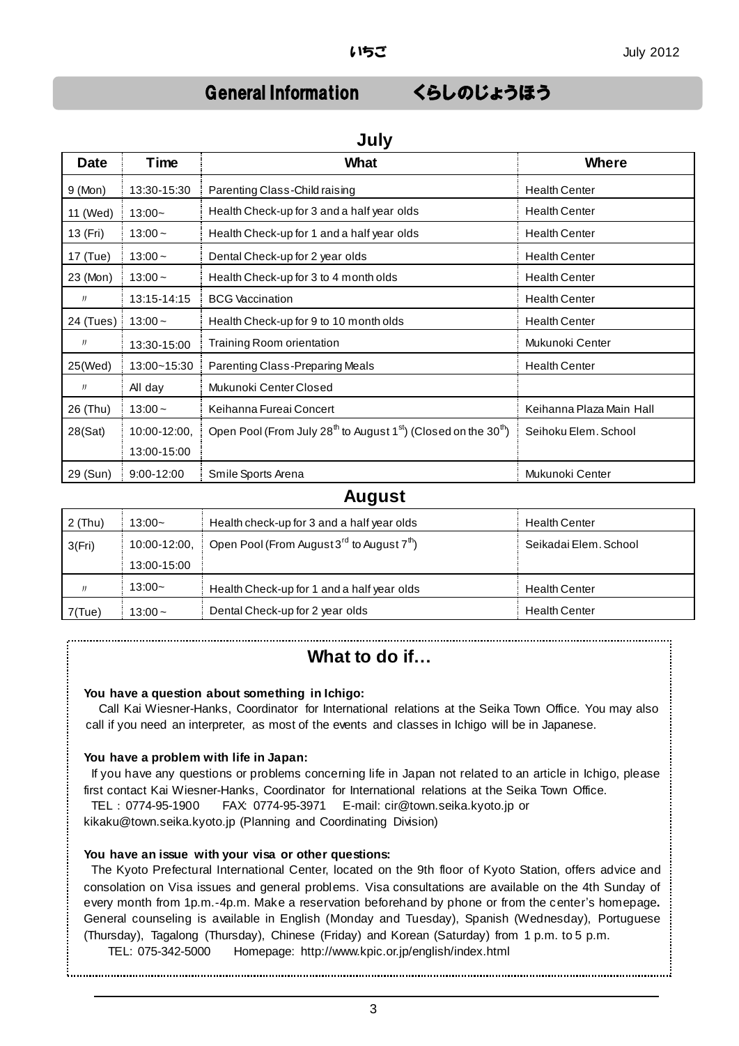## General Information　　くらしのじょうほう

### July

| Date | Time | What | Where |
|---|---|---|---|
| 9 (Mon) | 13:30-15:30 | Parenting Class-Child raising | Health Center |
| 11 (Wed) | 13:00~ | Health Check-up for 3 and a half year olds | Health Center |
| 13 (Fri) | 13:00 ~ | Health Check-up for 1 and a half year olds | Health Center |
| 17 (Tue) | 13:00 ~ | Dental Check-up for 2 year olds | Health Center |
| 23 (Mon) | 13:00 ~ | Health Check-up for 3 to 4 month olds | Health Center |
| 〃 | 13:15-14:15 | BCG Vaccination | Health Center |
| 24 (Tues) | 13:00 ~ | Health Check-up for 9 to 10 month olds | Health Center |
| 〃 | 13:30-15:00 | Training Room orientation | Mukunoki Center |
| 25(Wed) | 13:00~15:30 | Parenting Class-Preparing Meals | Health Center |
| 〃 | All day | Mukunoki Center Closed | |
| 26 (Thu) | 13:00 ~ | Keihanna Fureai Concert | Keihanna Plaza Main Hall |
| 28(Sat) | 10:00-12:00, 13:00-15:00 | Open Pool (From July 28th to August 1st) (Closed on the 30th) | Seihoku Elem. School |
| 29 (Sun) | 9:00-12:00 | Smile Sports Arena | Mukunoki Center |

### August

| Date | Time | What | Where |
|---|---|---|---|
| 2 (Thu) | 13:00~ | Health check-up for 3 and a half year olds | Health Center |
| 3(Fri) | 10:00-12:00, 13:00-15:00 | Open Pool (From August 3rd to August 7th) | Seikadai Elem. School |
| 〃 | 13:00~ | Health Check-up for 1 and a half year olds | Health Center |
| 7(Tue) | 13:00 ~ | Dental Check-up for 2 year olds | Health Center |

## What to do if…

**You have a question about something in Ichigo:**

Call Kai Wiesner-Hanks, Coordinator for International relations at the Seika Town Office. You may also call if you need an interpreter, as most of the events and classes in Ichigo will be in Japanese.

**You have a problem with life in Japan:**

If you have any questions or problems concerning life in Japan not related to an article in Ichigo, please first contact Kai Wiesner-Hanks, Coordinator for International relations at the Seika Town Office.

TEL：0774-95-1900　　FAX: 0774-95-3971　　E-mail: cir@town.seika.kyoto.jp or kikaku@town.seika.kyoto.jp (Planning and Coordinating Division)

**You have an issue with your visa or other questions:**

The Kyoto Prefectural International Center, located on the 9th floor of Kyoto Station, offers advice and consolation on Visa issues and general problems. Visa consultations are available on the 4th Sunday of every month from 1p.m.-4p.m. Make a reservation beforehand by phone or from the center's homepage. General counseling is available in English (Monday and Tuesday), Spanish (Wednesday), Portuguese (Thursday), Tagalong (Thursday), Chinese (Friday) and Korean (Saturday) from 1 p.m. to 5 p.m.

TEL: 075-342-5000　　Homepage: http://www.kpic.or.jp/english/index.html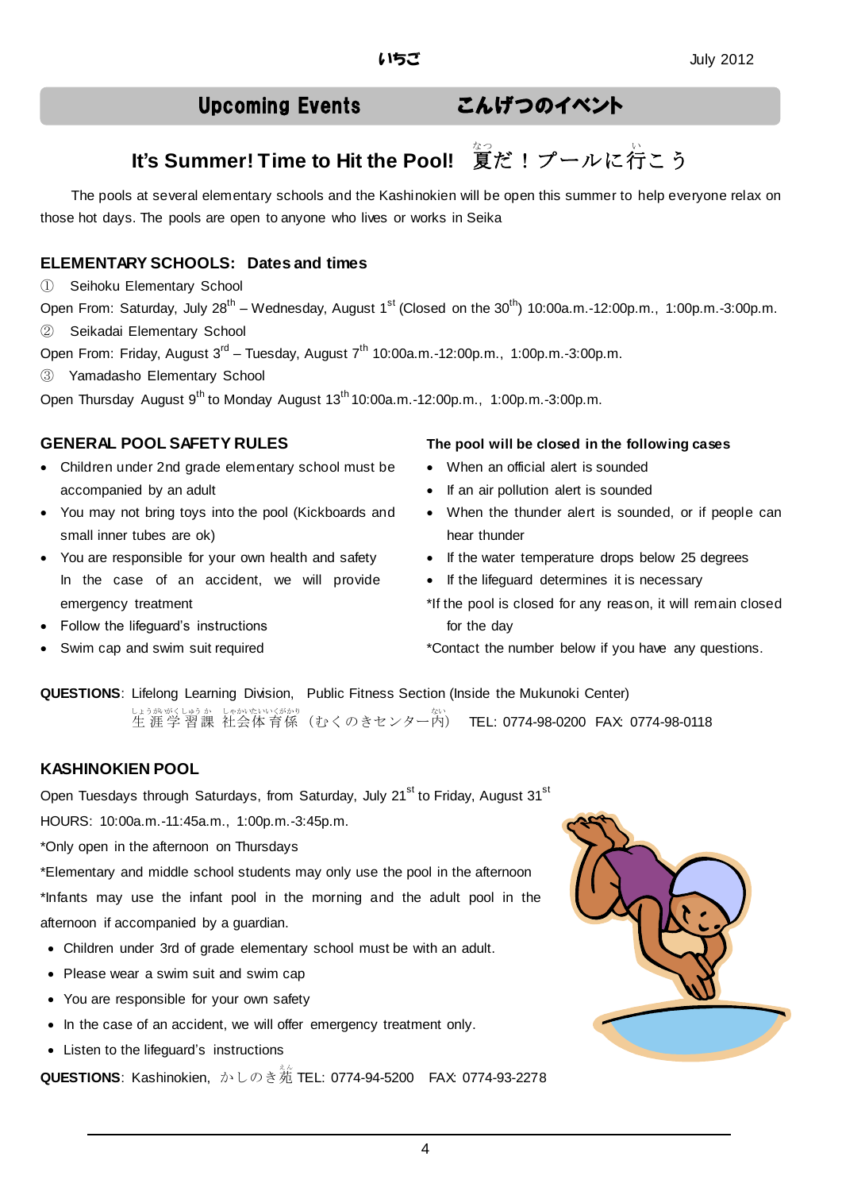## Upcoming Events　こんげつのイベント

### It's Summer! Time to Hit the Pool!　夏だ！プールに行こう

The pools at several elementary schools and the Kashinokien will be open this summer to help everyone relax on those hot days. The pools are open to anyone who lives or works in Seika

**ELEMENTARY SCHOOLS: Dates and times**

① Seihoku Elementary School

Open From: Saturday, July 28th – Wednesday, August 1st (Closed on the 30th) 10:00a.m.-12:00p.m., 1:00p.m.-3:00p.m.

② Seikadai Elementary School

Open From: Friday, August 3rd – Tuesday, August 7th 10:00a.m.-12:00p.m., 1:00p.m.-3:00p.m.

③ Yamadasho Elementary School

Open Thursday August 9th to Monday August 13th 10:00a.m.-12:00p.m., 1:00p.m.-3:00p.m.

**GENERAL POOL SAFETY RULES**

- Children under 2nd grade elementary school must be accompanied by an adult
- You may not bring toys into the pool (Kickboards and small inner tubes are ok)
- You are responsible for your own health and safety In the case of an accident, we will provide emergency treatment
- Follow the lifeguard's instructions
- Swim cap and swim suit required

**The pool will be closed in the following cases**

- When an official alert is sounded
- If an air pollution alert is sounded
- When the thunder alert is sounded, or if people can hear thunder
- If the water temperature drops below 25 degrees
- If the lifeguard determines it is necessary

*If the pool is closed for any reason, it will remain closed for the day

*Contact the number below if you have any questions.

**QUESTIONS**: Lifelong Learning Division, Public Fitness Section (Inside the Mukunoki Center)
生涯学習課 社会体育係（むくのきセンター内） TEL: 0774-98-0200 FAX: 0774-98-0118

**KASHINOKIEN POOL**

Open Tuesdays through Saturdays, from Saturday, July 21st to Friday, August 31st

HOURS: 10:00a.m.-11:45a.m., 1:00p.m.-3:45p.m.

*Only open in the afternoon on Thursdays

*Elementary and middle school students may only use the pool in the afternoon

*Infants may use the infant pool in the morning and the adult pool in the afternoon if accompanied by a guardian.

- Children under 3rd of grade elementary school must be with an adult.
- Please wear a swim suit and swim cap
- You are responsible for your own safety
- In the case of an accident, we will offer emergency treatment only.
- Listen to the lifeguard's instructions

**QUESTIONS**: Kashinokien, かしのき苑 TEL: 0774-94-5200 FAX: 0774-93-2278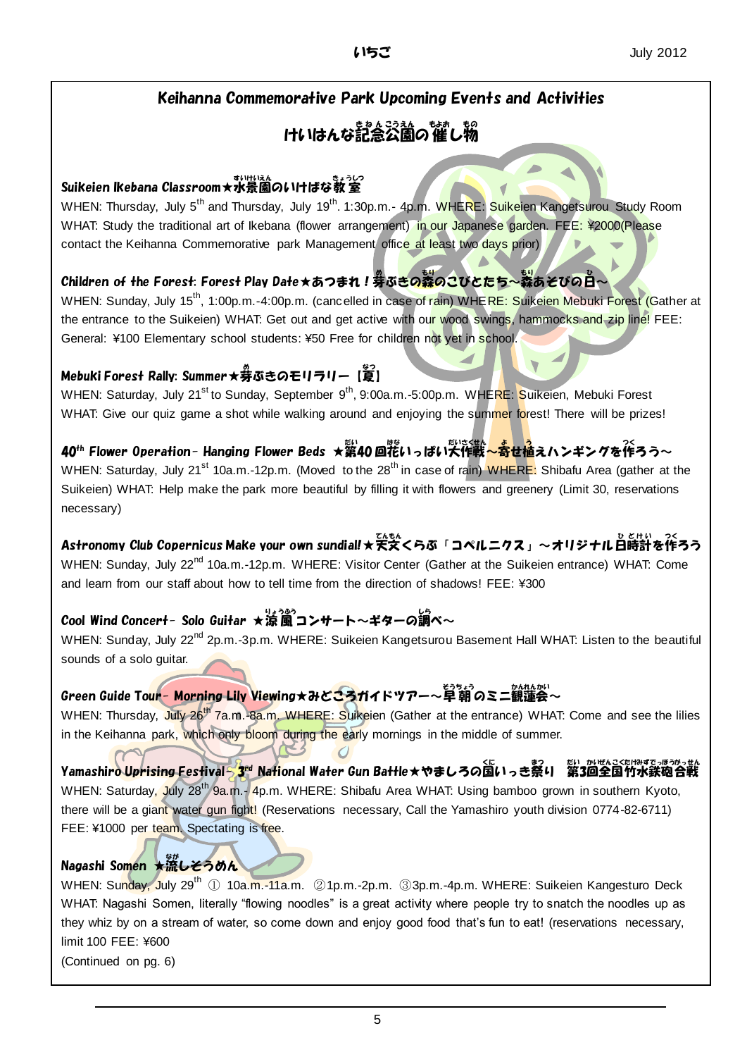# Keihanna Commemorative Park Upcoming Events and Activities

## けいはんな記念公園の催し物

### Suikeien Ikebana Classroom★水景園のいけばな教室

WHEN: Thursday, July 5th and Thursday, July 19th. 1:30p.m.- 4p.m. WHERE: Suikeien Kangetsurou Study Room WHAT: Study the traditional art of Ikebana (flower arrangement) in our Japanese garden. FEE: ¥2000(Please contact the Keihanna Commemorative park Management office at least two days prior)

### Children of the Forest: Forest Play Date★あつまれ！芽ぶきの森のこびとたち～森あそびの日～

WHEN: Sunday, July 15th, 1:00p.m.-4:00p.m. (cancelled in case of rain) WHERE: Suikeien Mebuki Forest (Gather at the entrance to the Suikeien) WHAT: Get out and get active with our wood swings, hammocks and zip line! FEE: General: ¥100 Elementary school students: ¥50 Free for children not yet in school.

### Mebuki Forest Rally: Summer★芽ぶきのモリラリー【夏】

WHEN: Saturday, July 21st to Sunday, September 9th, 9:00a.m.-5:00p.m. WHERE: Suikeien, Mebuki Forest WHAT: Give our quiz game a shot while walking around and enjoying the summer forest! There will be prizes!

### 40th Flower Operation– Hanging Flower Beds ★第40回花いっぱい大作戦～寄せ植えハンギングを作ろう～

WHEN: Saturday, July 21st 10a.m.-12p.m. (Moved to the 28th in case of rain) WHERE: Shibafu Area (gather at the Suikeien) WHAT: Help make the park more beautiful by filling it with flowers and greenery (Limit 30, reservations necessary)

### Astronomy Club Copernicus Make your own sundial!★天文くらぶ「コペルニクス」～オリジナル日時計を作ろう

WHEN: Sunday, July 22nd 10a.m.-12p.m. WHERE: Visitor Center (Gather at the Suikeien entrance) WHAT: Come and learn from our staff about how to tell time from the direction of shadows! FEE: ¥300

### Cool Wind Concert– Solo Guitar ★涼風コンサート～ギターの調べ～

WHEN: Sunday, July 22nd 2p.m.-3p.m. WHERE: Suikeien Kangetsurou Basement Hall WHAT: Listen to the beautiful sounds of a solo guitar.

### Green Guide Tour– Morning Lily Viewing★みどころガイドツアー～早朝のミニ観蓮会～

WHEN: Thursday, July 26th 7a.m.-8a.m. WHERE: Suikeien (Gather at the entrance) WHAT: Come and see the lilies in the Keihanna park, which only bloom during the early mornings in the middle of summer.

### Yamashiro Uprising Festival– 3rd National Water Gun Battle★やましろの国いっき祭り 第3回全国竹水鉄砲合戦

WHEN: Saturday, July 28th 9a.m.- 4p.m. WHERE: Shibafu Area WHAT: Using bamboo grown in southern Kyoto, there will be a giant water gun fight! (Reservations necessary, Call the Yamashiro youth division 0774-82-6711) FEE: ¥1000 per team. Spectating is free.

### Nagashi Somen ★流しそうめん

WHEN: Sunday, July 29th ① 10a.m.-11a.m. ②1p.m.-2p.m. ③3p.m.-4p.m. WHERE: Suikeien Kangesturo Deck WHAT: Nagashi Somen, literally "flowing noodles" is a great activity where people try to snatch the noodles up as they whiz by on a stream of water, so come down and enjoy good food that's fun to eat! (reservations necessary, limit 100 FEE: ¥600

(Continued on pg. 6)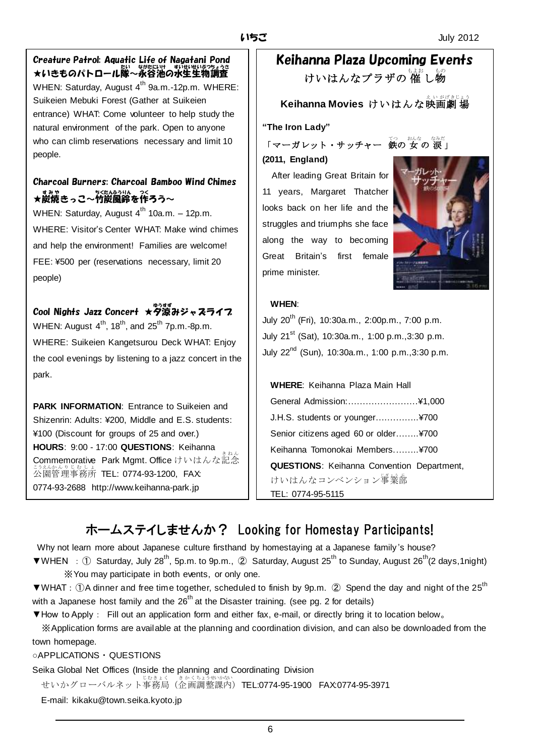### Creature Patrol: Aquatic Life of Nagatani Pond
### ★いきものパトロール隊～永谷池の水生生物調査

WHEN: Saturday, August 4th 9a.m.-12p.m. WHERE: Suikeien Mebuki Forest (Gather at Suikeien entrance) WHAT: Come volunteer to help study the natural environment of the park. Open to anyone who can climb reservations necessary and limit 10 people.

### Charcoal Burners: Charcoal Bamboo Wind Chimes
### ★炭焼きっこ～竹炭風鈴を作ろう～

WHEN: Saturday, August 4th 10a.m. – 12p.m.
WHERE: Visitor's Center WHAT: Make wind chimes and help the environment! Families are welcome!
FEE: ¥500 per (reservations necessary, limit 20 people)

### Cool Nights Jazz Concert ★夕涼みジャズライブ

WHEN: August 4th, 18th, and 25th 7p.m.-8p.m.
WHERE: Suikeien Kangetsurou Deck WHAT: Enjoy the cool evenings by listening to a jazz concert in the park.

**PARK INFORMATION**: Entrance to Suikeien and Shizenrin: Adults: ¥200, Middle and E.S. students: ¥100 (Discount for groups of 25 and over.)
**HOURS**: 9:00 - 17:00 **QUESTIONS**: Keihanna Commemorative Park Mgmt. Office けいはんな記念公園管理事務所 TEL: 0774-93-1200, FAX: 0774-93-2688 http://www.keihanna-park.jp

## Keihanna Plaza Upcoming Events
## けいはんなプラザの催し物

### Keihanna Movies けいはんな映画劇場

**"The Iron Lady"**

「マーガレット・サッチャー 鉄の女の涙」

**(2011, England)**

After leading Great Britain for 11 years, Margaret Thatcher looks back on her life and the struggles and triumphs she face along the way to becoming Great Britain's first female prime minister.

**WHEN**:
July 20th (Fri), 10:30a.m., 2:00p.m., 7:00 p.m.
July 21st (Sat), 10:30a.m., 1:00 p.m.,3:30 p.m.
July 22nd (Sun), 10:30a.m., 1:00 p.m.,3:30 p.m.

**WHERE**: Keihanna Plaza Main Hall
General Admission:……………………¥1,000
J.H.S. students or younger…………..¥700
Senior citizens aged 60 or older……..¥700
Keihanna Tomonokai Members……...¥700
**QUESTIONS**: Keihanna Convention Department, けいはんなコンベンション事業部
TEL: 0774-95-5115

## ホームステイしませんか？ Looking for Homestay Participants!

Why not learn more about Japanese culture firsthand by homestaying at a Japanese family's house?

▼WHEN : ① Saturday, July 28th, 5p.m. to 9p.m., ② Saturday, August 25th to Sunday, August 26th(2 days,1night)
※You may participate in both events, or only one.

▼WHAT : ①A dinner and free time together, scheduled to finish by 9p.m. ② Spend the day and night of the 25th with a Japanese host family and the 26th at the Disaster training. (see pg. 2 for details)

▼How to Apply : Fill out an application form and either fax, e-mail, or directly bring it to location below。
※Application forms are available at the planning and coordination division, and can also be downloaded from the town homepage.

○APPLICATIONS・QUESTIONS
Seika Global Net Offices (Inside the planning and Coordinating Division
せいかグローバルネット事務局（企画調整課内）TEL:0774-95-1900 FAX:0774-95-3971
E-mail: kikaku@town.seika.kyoto.jp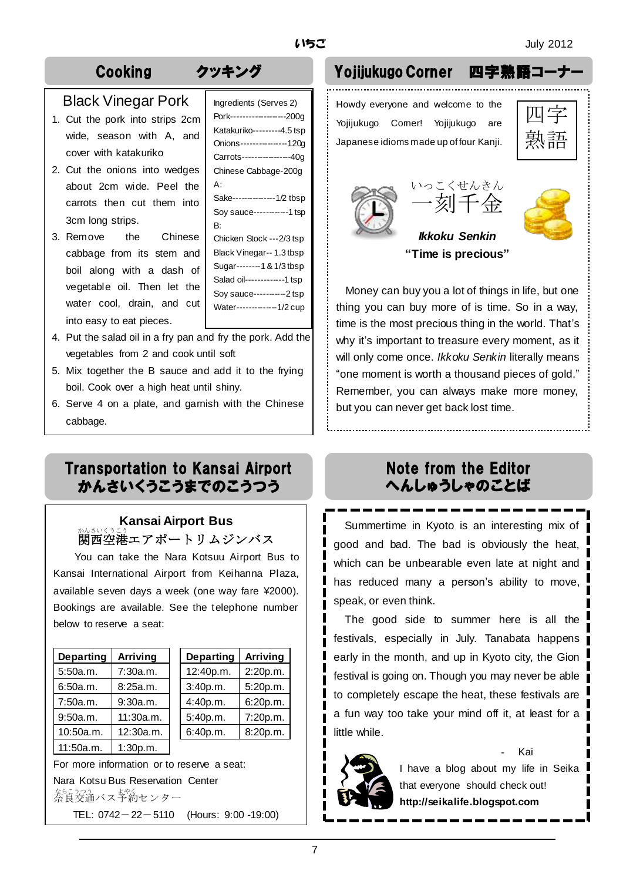## Cooking　クッキング

### Black Vinegar Pork

| Ingredients (Serves 2) |
|---|
| Pork------------------200g |
| Katakuriko---------4.5 tsp |
| Onions---------------120g |
| Carrots---------------40g |
| Chinese Cabbage-200g |
| A: |
| Sake--------------1/2 tbsp |
| Soy sauce-----------1 tsp |
| B: |
| Chicken Stock ---2/3 tsp |
| Black Vinegar-- 1.3 tbsp |
| Sugar--------1 & 1/3 tbsp |
| Salad oil------------1 tsp |
| Soy sauce----------2 tsp |
| Water-------------1/2 cup |

1. Cut the pork into strips 2cm wide, season with A, and cover with katakuriko
2. Cut the onions into wedges about 2cm wide. Peel the carrots then cut them into 3cm long strips.
3. Remove the Chinese cabbage from its stem and boil along with a dash of vegetable oil. Then let the water cool, drain, and cut into easy to eat pieces.
4. Put the salad oil in a fry pan and fry the pork. Add the vegetables from 2 and cook until soft
5. Mix together the B sauce and add it to the frying boil. Cook over a high heat until shiny.
6. Serve 4 on a plate, and garnish with the Chinese cabbage.

## Yojijukugo Corner　四字熟語コーナー

四字熟語

Howdy everyone and welcome to the Yojijukugo Corner! Yojijukugo are Japanese idioms made up of four Kanji.

いっこくせんきん
一刻千金

***Ikkoku Senkin***

**"Time is precious"**

Money can buy you a lot of things in life, but one thing you can buy more of is time. So in a way, time is the most precious thing in the world. That's why it's important to treasure every moment, as it will only come once. *Ikkoku Senkin* literally means "one moment is worth a thousand pieces of gold." Remember, you can always make more money, but you can never get back lost time.

## Transportation to Kansai Airport かんさいくうこうまでのこうつう

### Kansai Airport Bus

関西空港(かんさいくうこう)エアポートリムジンバス

You can take the Nara Kotsuu Airport Bus to Kansai International Airport from Keihanna Plaza, available seven days a week (one way fare ¥2000). Bookings are available. See the telephone number below to reserve a seat:

| Departing | Arriving |
|---|---|
| 5:50a.m. | 7:30a.m. |
| 6:50a.m. | 8:25a.m. |
| 7:50a.m. | 9:30a.m. |
| 9:50a.m. | 11:30a.m. |
| 10:50a.m. | 12:30a.m. |
| 11:50a.m. | 1:30p.m. |

| Departing | Arriving |
|---|---|
| 12:40p.m. | 2:20p.m. |
| 3:40p.m. | 5:20p.m. |
| 4:40p.m. | 6:20p.m. |
| 5:40p.m. | 7:20p.m. |
| 6:40p.m. | 8:20p.m. |

For more information or to reserve a seat:

Nara Kotsu Bus Reservation Center

奈良交通(ならこうつう)バス予約(よやく)センター

TEL: 0742－22－5110　(Hours: 9:00 -19:00)

## Note from the Editor へんしゅうしゃのことば

Summertime in Kyoto is an interesting mix of good and bad. The bad is obviously the heat, which can be unbearable even late at night and has reduced many a person's ability to move, speak, or even think.

The good side to summer here is all the festivals, especially in July. Tanabata happens early in the month, and up in Kyoto city, the Gion festival is going on. Though you may never be able to completely escape the heat, these festivals are a fun way too take your mind off it, at least for a little while.

\- Kai

I have a blog about my life in Seika that everyone should check out!

**http://seikalife.blogspot.com**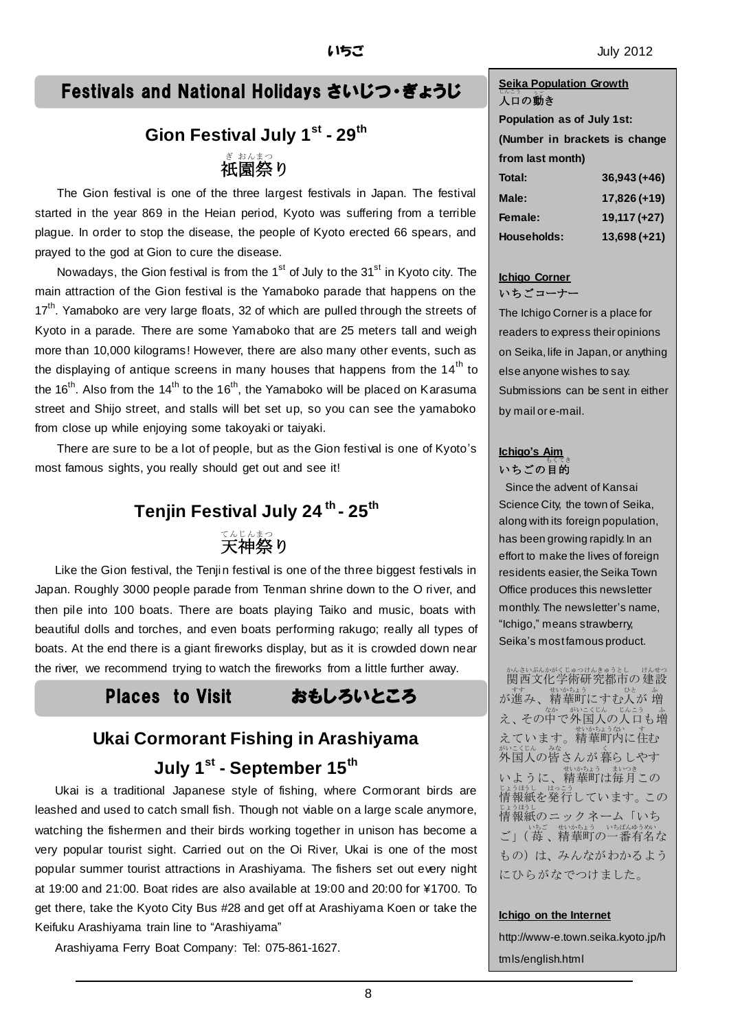## Festivals and National Holidays さいじつ・ぎょうじ

### Gion Festival July 1st - 29th

### 祇園祭り

The Gion festival is one of the three largest festivals in Japan. The festival started in the year 869 in the Heian period, Kyoto was suffering from a terrible plague. In order to stop the disease, the people of Kyoto erected 66 spears, and prayed to the god at Gion to cure the disease.

Nowadays, the Gion festival is from the 1st of July to the 31st in Kyoto city. The main attraction of the Gion festival is the Yamaboko parade that happens on the 17th. Yamaboko are very large floats, 32 of which are pulled through the streets of Kyoto in a parade. There are some Yamaboko that are 25 meters tall and weigh more than 10,000 kilograms! However, there are also many other events, such as the displaying of antique screens in many houses that happens from the 14th to the 16th. Also from the 14th to the 16th, the Yamaboko will be placed on Karasuma street and Shijo street, and stalls will bet set up, so you can see the yamaboko from close up while enjoying some takoyaki or taiyaki.

There are sure to be a lot of people, but as the Gion festival is one of Kyoto's most famous sights, you really should get out and see it!

### Tenjin Festival July 24th - 25th

### 天神祭り

Like the Gion festival, the Tenjin festival is one of the three biggest festivals in Japan. Roughly 3000 people parade from Tenman shrine down to the O river, and then pile into 100 boats. There are boats playing Taiko and music, boats with beautiful dolls and torches, and even boats performing rakugo; really all types of boats. At the end there is a giant fireworks display, but as it is crowded down near the river, we recommend trying to watch the fireworks from a little further away.

## Places to Visit おもしろいところ

### Ukai Cormorant Fishing in Arashiyama July 1st - September 15th

Ukai is a traditional Japanese style of fishing, where Cormorant birds are leashed and used to catch small fish. Though not viable on a large scale anymore, watching the fishermen and their birds working together in unison has become a very popular tourist sight. Carried out on the Oi River, Ukai is one of the most popular summer tourist attractions in Arashiyama. The fishers set out every night at 19:00 and 21:00. Boat rides are also available at 19:00 and 20:00 for ¥1700. To get there, take the Kyoto City Bus #28 and get off at Arashiyama Koen or take the Keifuku Arashiyama train line to "Arashiyama"

Arashiyama Ferry Boat Company: Tel: 075-861-1627.

---

**Seika Population Growth**
**人口の動き**

**Population as of July 1st:**
**(Number in brackets is change from last month)**

| | |
|---|---|
| **Total:** | **36,943 (+46)** |
| **Male:** | **17,826 (+19)** |
| **Female:** | **19,117 (+27)** |
| **Households:** | **13,698 (+21)** |

**Ichigo Corner**
**いちごコーナー**

The Ichigo Corner is a place for readers to express their opinions on Seika, life in Japan, or anything else anyone wishes to say. Submissions can be sent in either by mail or e-mail.

**Ichigo's Aim**
**いちごの目的**

Since the advent of Kansai Science City, the town of Seika, along with its foreign population, has been growing rapidly. In an effort to make the lives of foreign residents easier, the Seika Town Office produces this newsletter monthly. The newsletter's name, "Ichigo," means strawberry, Seika's most famous product.

関西文化学術研究都市の建設が進み、精華町にすむ人が増え、その中で外国人の人口も増えています。精華町内に住む外国人の皆さんが暮らしやすいように、精華町は毎月この情報紙を発行しています。この情報紙のニックネーム「いちご」（苺、精華町の一番有名なもの）は、みんながわかるようにひらがなでつけました。

**Ichigo on the Internet**

http://www-e.town.seika.kyoto.jp/htmls/english.html